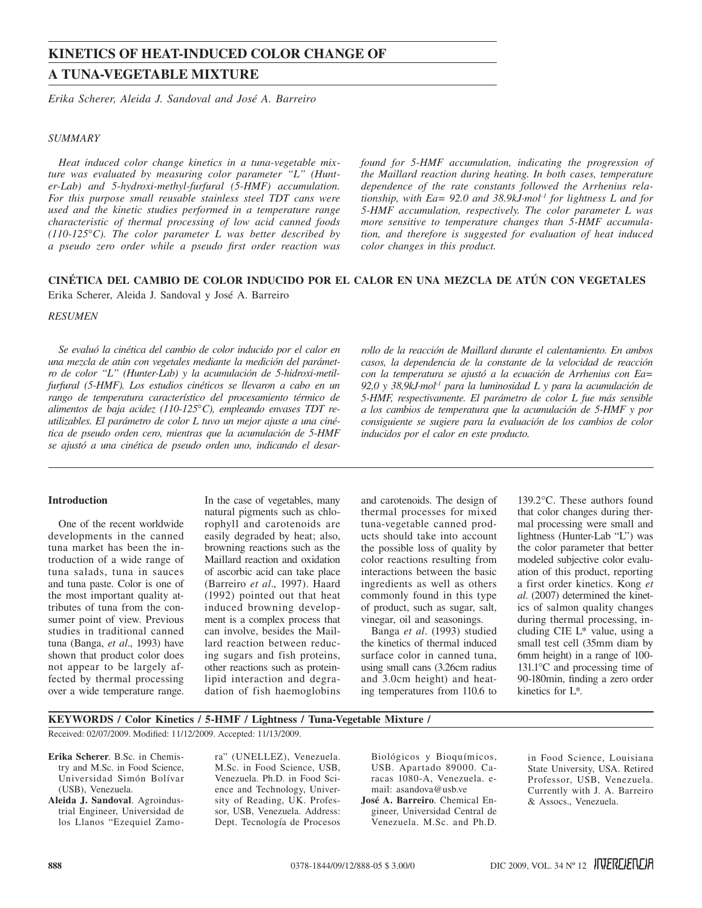# KINETICS OF HEAT-INDUCED COLOR CHANGE OF A TUNA-VEGETABLE MIXTURE

*Erika Scherer, Aleida J. Sandoval and José A. Barreiro*

## SUMMARY

*Heat induced color change kinetics in a tuna-vegetable mixture was evaluated by measuring color parameter "L" (Hunter-Lab) and 5-hydroxi-methyl-furfural (5-HMF) accumulation. For this purpose small reusable stainless steel TDT cans were used and the kinetic studies performed in a temperature range characteristic of thermal processing of low acid canned foods (110-125°C). The color parameter L was better described by a pseudo zero order while a pseudo first order reaction was found for 5-HMF accumulation, indicating the progression of the Maillard reaction during heating. In both cases, temperature dependence of the rate constants followed the Arrhenius relationship, with Ea= 92.0 and 38.9kJ·mol$^{-1}$ for lightness L and for 5-HMF accumulation, respectively. The color parameter L was more sensitive to temperature changes than 5-HMF accumulation, and therefore is suggested for evaluation of heat induced color changes in this product.*

## CINÉTICA DEL CAMBIO DE COLOR INDUCIDO POR EL CALOR EN UNA MEZCLA DE ATÚN CON VEGETALES

Erika Scherer, Aleida J. Sandoval y José A. Barreiro

## RESUMEN

*Se evaluó la cinética del cambio de color inducido por el calor en una mezcla de atún con vegetales mediante la medición del parámetro de color "L" (Hunter-Lab) y la acumulación de 5-hidroxi-metil-furfural (5-HMF). Los estudios cinéticos se llevaron a cabo en un rango de temperatura característico del procesamiento térmico de alimentos de baja acidez (110-125°C), empleando envases TDT reutilizables. El parámetro de color L tuvo un mejor ajuste a una cinética de pseudo orden cero, mientras que la acumulación de 5-HMF se ajustó a una cinética de pseudo orden uno, indicando el desarrollo de la reacción de Maillard durante el calentamiento. En ambos casos, la dependencia de la constante de la velocidad de reacción con la temperatura se ajustó a la ecuación de Arrhenius con Ea= 92,0 y 38,9kJ·mol$^{-1}$ para la luminosidad L y para la acumulación de 5-HMF, respectivamente. El parámetro de color L fue más sensible a los cambios de temperatura que la acumulación de 5-HMF y por consiguiente se sugiere para la evaluación de los cambios de color inducidos por el calor en este producto.*

### Introduction

One of the recent worldwide developments in the canned tuna market has been the introduction of a wide range of tuna salads, tuna in sauces and tuna paste. Color is one of the most important quality attributes of tuna from the consumer point of view. Previous studies in traditional canned tuna (Banga, *et al*., 1993) have shown that product color does not appear to be largely affected by thermal processing over a wide temperature range. In the case of vegetables, many natural pigments such as chlorophyll and carotenoids are easily degraded by heat; also, browning reactions such as the Maillard reaction and oxidation of ascorbic acid can take place (Barreiro *et al*., 1997). Haard (1992) pointed out that heat induced browning development is a complex process that can involve, besides the Maillard reaction between reducing sugars and fish proteins, other reactions such as protein-lipid interaction and degradation of fish haemoglobins and carotenoids. The design of thermal processes for mixed tuna-vegetable canned products should take into account the possible loss of quality by color reactions resulting from interactions between the basic ingredients as well as others commonly found in this type of product, such as sugar, salt, vinegar, oil and seasonings.

Banga *et al*. (1993) studied the kinetics of thermal induced surface color in canned tuna, using small cans (3.26cm radius and 3.0cm height) and heating temperatures from 110.6 to 139.2°C. These authors found that color changes during thermal processing were small and lightness (Hunter-Lab "L") was the color parameter that better modeled subjective color evaluation of this product, reporting a first order kinetics. Kong *et al*. (2007) determined the kinetics of salmon quality changes during thermal processing, including CIE L* value, using a small test cell (35mm diam by 6mm height) in a range of 100-131.1°C and processing time of 90-180min, finding a zero order kinetics for L*.

**KEYWORDS / Color Kinetics / 5-HMF / Lightness / Tuna-Vegetable Mixture /**

Received: 02/07/2009. Modified: 11/12/2009. Accepted: 11/13/2009.

**Erika Scherer**. B.Sc. in Chemistry and M.Sc. in Food Science, Universidad Simón Bolívar (USB), Venezuela.

**Aleida J. Sandoval**. Agroindustrial Engineer, Universidad de los Llanos "Ezequiel Zamora" (UNELLEZ), Venezuela. M.Sc. in Food Science, USB, Venezuela. Ph.D. in Food Science and Technology, University of Reading, UK. Professor, USB, Venezuela. Address: Dept. Tecnología de Procesos Biológicos y Bioquímicos, USB. Apartado 89000. Caracas 1080-A, Venezuela. e-mail: asandova@usb.ve

**José A. Barreiro**. Chemical Engineer, Universidad Central de Venezuela. M.Sc. and Ph.D. in Food Science, Louisiana State University, USA. Retired Professor, USB, Venezuela. Currently with J. A. Barreiro & Assocs., Venezuela.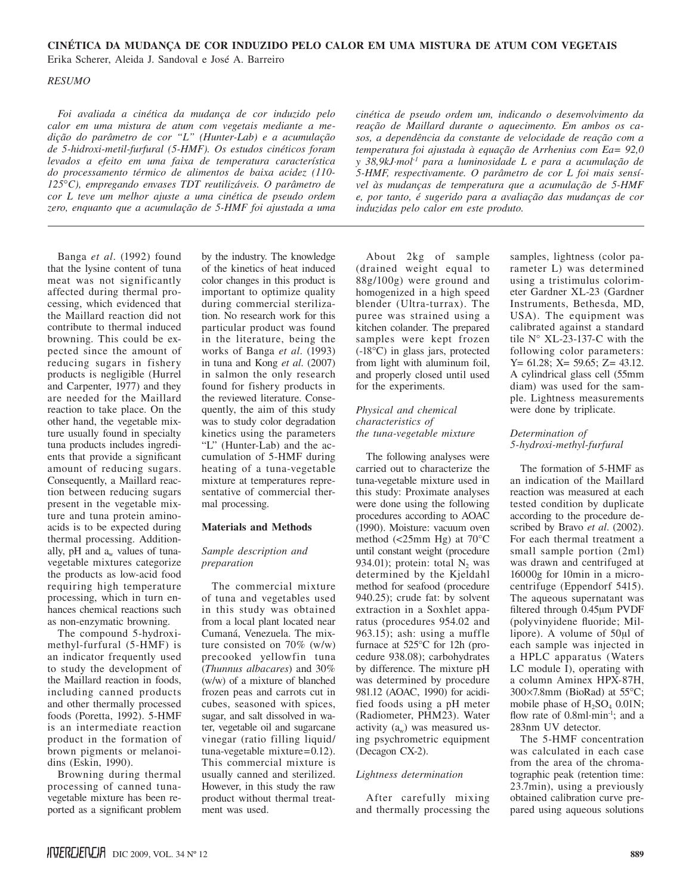**CINÉTICA DA MUDANÇA DE COR INDUZIDO PELO CALOR EM UMA MISTURA DE ATUM COM VEGETAIS**

Erika Scherer, Aleida J. Sandoval e José A. Barreiro

*RESUMO*

*Foi avaliada a cinética da mudança de cor induzido pelo calor em uma mistura de atum com vegetais mediante a medição do parâmetro de cor "L" (Hunter-Lab) e a acumulação de 5-hidroxi-metil-furfural (5-HMF). Os estudos cinéticos foram levados a efeito em uma faixa de temperatura característica do processamento térmico de alimentos de baixa acidez (110-125°C), empregando envases TDT reutilizáveis. O parâmetro de cor L teve um melhor ajuste a uma cinética de pseudo ordem zero, enquanto que a acumulação de 5-HMF foi ajustada a uma cinética de pseudo ordem um, indicando o desenvolvimento da reação de Maillard durante o aquecimento. Em ambos os casos, a dependência da constante de velocidade de reação com a temperatura foi ajustada à equação de Arrhenius com Ea= 92,0 y 38,9kJ·mol$^{-1}$ para a luminosidade L e para a acumulação de 5-HMF, respectivamente. O parâmetro de cor L foi mais sensível às mudanças de temperatura que a acumulação de 5-HMF e, por tanto, é sugerido para a avaliação das mudanças de cor induzidas pelo calor em este produto.*

Banga *et al*. (1992) found that the lysine content of tuna meat was not significantly affected during thermal processing, which evidenced that the Maillard reaction did not contribute to thermal induced browning. This could be expected since the amount of reducing sugars in fishery products is negligible (Hurrel and Carpenter, 1977) and they are needed for the Maillard reaction to take place. On the other hand, the vegetable mixture usually found in specialty tuna products includes ingredients that provide a significant amount of reducing sugars. Consequently, a Maillard reaction between reducing sugars present in the vegetable mixture and tuna protein aminoacids is to be expected during thermal processing. Additionally, pH and $a_w$ values of tuna-vegetable mixtures categorize the products as low-acid food requiring high temperature processing, which in turn enhances chemical reactions such as non-enzymatic browning.

The compound 5-hydroximethyl-furfural (5-HMF) is an indicator frequently used to study the development of the Maillard reaction in foods, including canned products and other thermally processed foods (Poretta, 1992). 5-HMF is an intermediate reaction product in the formation of brown pigments or melanoidins (Eskin, 1990).

Browning during thermal processing of canned tuna-vegetable mixture has been reported as a significant problem by the industry. The knowledge of the kinetics of heat induced color changes in this product is important to optimize quality during commercial sterilization. No research work for this particular product was found in the literature, being the works of Banga *et al*. (1993) in tuna and Kong *et al*. (2007) in salmon the only research found for fishery products in the reviewed literature. Consequently, the aim of this study was to study color degradation kinetics using the parameters "L" (Hunter-Lab) and the accumulation of 5-HMF during heating of a tuna-vegetable mixture at temperatures representative of commercial thermal processing.

## Materials and Methods

### *Sample description and preparation*

The commercial mixture of tuna and vegetables used in this study was obtained from a local plant located near Cumaná, Venezuela. The mixture consisted on 70% (w/w) precooked yellowfin tuna (*Thunnus albacares*) and 30% (w/w) of a mixture of blanched frozen peas and carrots cut in cubes, seasoned with spices, sugar, and salt dissolved in water, vegetable oil and sugarcane vinegar (ratio filling liquid/tuna-vegetable mixture=0.12). This commercial mixture is usually canned and sterilized. However, in this study the raw product without thermal treatment was used.

About 2kg of sample (drained weight equal to 88g/100g) were ground and homogenized in a high speed blender (Ultra-turrax). The puree was strained using a kitchen colander. The prepared samples were kept frozen (-18°C) in glass jars, protected from light with aluminum foil, and properly closed until used for the experiments.

### *Physical and chemical characteristics of the tuna-vegetable mixture*

The following analyses were carried out to characterize the tuna-vegetable mixture used in this study: Proximate analyses were done using the following procedures according to AOAC (1990). Moisture: vacuum oven method (<25mm Hg) at 70°C until constant weight (procedure 934.01); protein: total $N_2$ was determined by the Kjeldahl method for seafood (procedure 940.25); crude fat: by solvent extraction in a Soxhlet apparatus (procedures 954.02 and 963.15); ash: using a muffle furnace at 525°C for 12h (procedure 938.08); carbohydrates by difference. The mixture pH was determined by procedure 981.12 (AOAC, 1990) for acidified foods using a pH meter (Radiometer, PHM23). Water activity ($a_w$) was measured using psychrometric equipment (Decagon CX-2).

### *Lightness determination*

After carefully mixing and thermally processing the samples, lightness (color parameter L) was determined using a tristimulus colorimeter Gardner XL-23 (Gardner Instruments, Bethesda, MD, USA). The equipment was calibrated against a standard tile N° XL-23-137-C with the following color parameters: Y= 61.28; X= 59.65; Z= 43.12. A cylindrical glass cell (55mm diam) was used for the sample. Lightness measurements were done by triplicate.

### *Determination of 5-hydroxi-methyl-furfural*

The formation of 5-HMF as an indication of the Maillard reaction was measured at each tested condition by duplicate according to the procedure described by Bravo *et al*. (2002). For each thermal treatment a small sample portion (2ml) was drawn and centrifuged at 16000g for 10min in a microcentrifuge (Eppendorf 5415). The aqueous supernatant was filtered through 0.45μm PVDF (polyvinyidene fluoride; Millipore). A volume of 50μl of each sample was injected in a HPLC apparatus (Waters LC module I), operating with a column Aminex HPX-87H, 300×7.8mm (BioRad) at 55°C; mobile phase of $H_2SO_4$ 0.01N; flow rate of 0.8ml·min$^{-1}$; and a 283nm UV detector.

The 5-HMF concentration was calculated in each case from the area of the chromatographic peak (retention time: 23.7min), using a previously obtained calibration curve prepared using aqueous solutions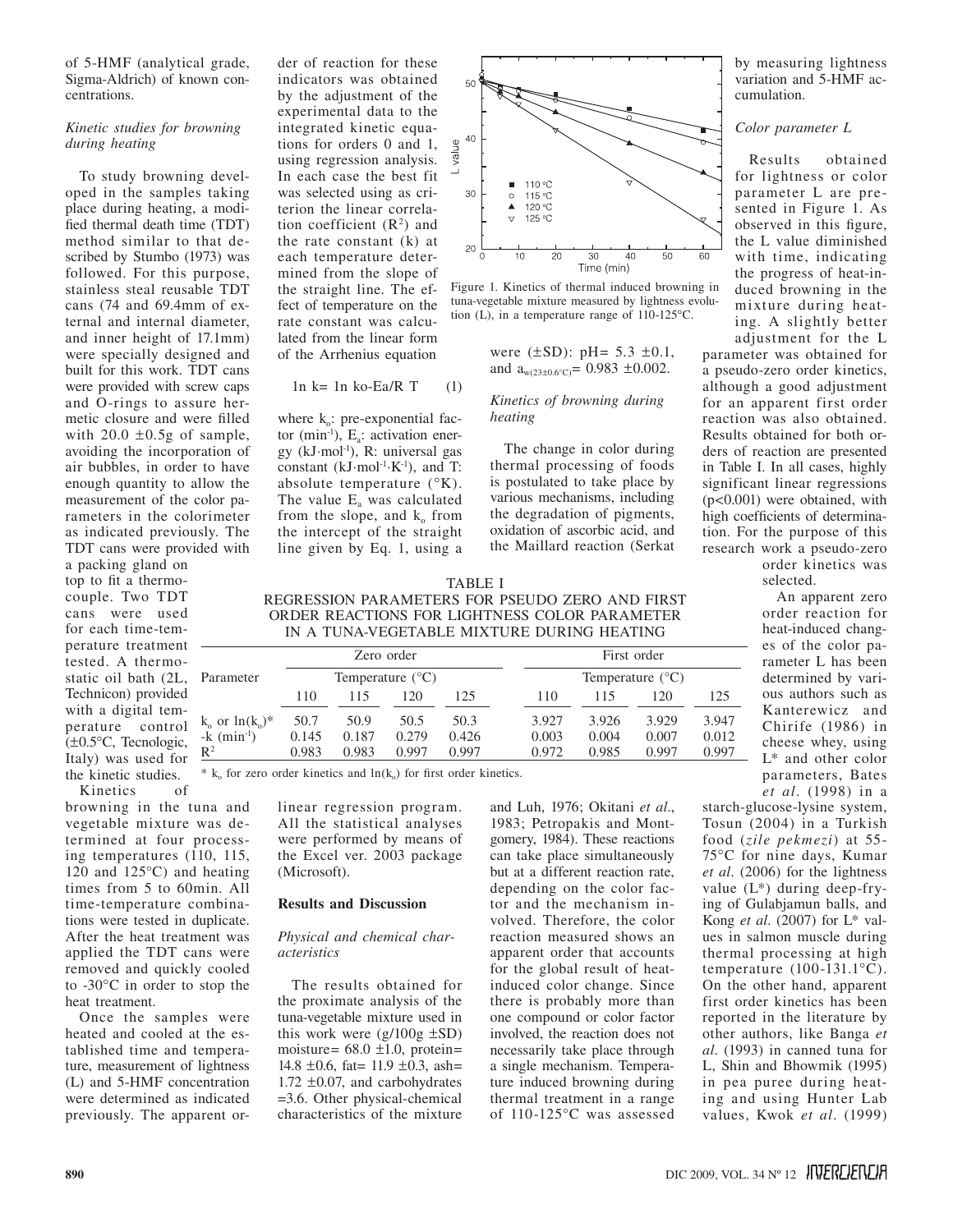of 5-HMF (analytical grade, Sigma-Aldrich) of known concentrations.

### *Kinetic studies for browning during heating*

To study browning developed in the samples taking place during heating, a modified thermal death time (TDT) method similar to that described by Stumbo (1973) was followed. For this purpose, stainless steal reusable TDT cans (74 and 69.4mm of external and internal diameter, and inner height of 17.1mm) were specially designed and built for this work. TDT cans were provided with screw caps and O-rings to assure hermetic closure and were filled with 20.0 ±0.5g of sample, avoiding the incorporation of air bubbles, in order to have enough quantity to allow the measurement of the color parameters in the colorimeter as indicated previously. The TDT cans were provided with a packing gland on top to fit a thermocouple. Two TDT cans were used for each time-temperature treatment tested. A thermostatic oil bath (2L, Technicon) provided with a digital temperature control (±0.5°C, Tecnologic, Italy) was used for the kinetic studies.

Kinetics of browning in the tuna and vegetable mixture was determined at four processing temperatures (110, 115, 120 and 125°C) and heating times from 5 to 60min. All time-temperature combinations were tested in duplicate. After the heat treatment was applied the TDT cans were removed and quickly cooled to -30°C in order to stop the heat treatment.

Once the samples were heated and cooled at the established time and temperature, measurement of lightness (L) and 5-HMF concentration were determined as indicated previously. The apparent order of reaction for these indicators was obtained by the adjustment of the experimental data to the integrated kinetic equations for orders 0 and 1, using regression analysis. In each case the best fit was selected using as criterion the linear correlation coefficient ($R^2$) and the rate constant (k) at each temperature determined from the slope of the straight line. The effect of temperature on the rate constant was calculated from the linear form of the Arrhenius equation

$$\ln k = \ln k_o - E_a/R\,T \qquad (1)$$

where $k_o$: pre-exponential factor (min$^{-1}$), $E_a$: activation energy (kJ·mol$^{-1}$), R: universal gas constant (kJ·mol$^{-1}$·K$^{-1}$), and T: absolute temperature (°K). The value $E_a$ was calculated from the slope, and $k_o$ from the intercept of the straight line given by Eq. 1, using a linear regression program. All the statistical analyses were performed by means of the Excel ver. 2003 package (Microsoft).

## Results and Discussion

### *Physical and chemical characteristics*

The results obtained for the proximate analysis of the tuna-vegetable mixture used in this work were (g/100g ±SD) moisture= 68.0 ±1.0, protein= 14.8 ±0.6, fat= 11.9 ±0.3, ash= 1.72 ±0.07, and carbohydrates =3.6. Other physical-chemical characteristics of the mixture were (±SD): pH= 5.3 ±0.1, and $a_{w(23\pm0.6°C)}$= 0.983 ±0.002.

Figure 1. Kinetics of thermal induced browning in tuna-vegetable mixture measured by lightness evolution (L), in a temperature range of 110-125°C.

### *Kinetics of browning during heating*

The change in color during thermal processing of foods is postulated to take place by various mechanisms, including the degradation of pigments, oxidation of ascorbic acid, and the Maillard reaction (Serkat and Luh, 1976; Okitani *et al*., 1983; Petropakis and Montgomery, 1984). These reactions can take place simultaneously but at a different reaction rate, depending on the color factor and the mechanism involved. Therefore, the color reaction measured shows an apparent order that accounts for the global result of heat-induced color change. Since there is probably more than one compound or color factor involved, the reaction does not necessarily take place through a single mechanism. Temperature induced browning during thermal treatment in a range of 110-125°C was assessed by measuring lightness variation and 5-HMF accumulation.

TABLE I
REGRESSION PARAMETERS FOR PSEUDO ZERO AND FIRST ORDER REACTIONS FOR LIGHTNESS COLOR PARAMETER IN A TUNA-VEGETABLE MIXTURE DURING HEATING

| Parameter | Zero order | | | | First order | | | |
|---|---|---|---|---|---|---|---|---|
| | Temperature (°C) | | | | Temperature (°C) | | | |
| | 110 | 115 | 120 | 125 | 110 | 115 | 120 | 125 |
| $k_o$ or $\ln(k_o)$* | 50.7 | 50.9 | 50.5 | 50.3 | 3.927 | 3.926 | 3.929 | 3.947 |
| -k (min$^{-1}$) | 0.145 | 0.187 | 0.279 | 0.426 | 0.003 | 0.004 | 0.007 | 0.012 |
| $R^2$ | 0.983 | 0.983 | 0.997 | 0.997 | 0.972 | 0.985 | 0.997 | 0.997 |

* $k_o$ for zero order kinetics and $\ln(k_o)$ for first order kinetics.

### *Color parameter L*

Results obtained for lightness or color parameter L are presented in Figure 1. As observed in this figure, the L value diminished with time, indicating the progress of heat-induced browning in the mixture during heating. A slightly better adjustment for the L parameter was obtained for a pseudo-zero order kinetics, although a good adjustment for an apparent first order reaction was also obtained. Results obtained for both orders of reaction are presented in Table I. In all cases, highly significant linear regressions ($p<0.001$) were obtained, with high coefficients of determination. For the purpose of this research work a pseudo-zero order kinetics was selected.

An apparent zero order reaction for heat-induced changes of the color parameter L has been determined by various authors such as Kanterewicz and Chirife (1986) in cheese whey, using L* and other color parameters, Bates *et al*. (1998) in a starch-glucose-lysine system, Tosun (2004) in a Turkish food (*zile pekmezi*) at 55-75°C for nine days, Kumar *et al*. (2006) for the lightness value (L*) during deep-frying of Gulabjamun balls, and Kong *et al*. (2007) for L* values in salmon muscle during thermal processing at high temperature (100-131.1°C). On the other hand, apparent first order kinetics has been reported in the literature by other authors, like Banga *et al*. (1993) in canned tuna for L, Shin and Bhowmik (1995) in pea puree during heating and using Hunter Lab values, Kwok *et al*. (1999)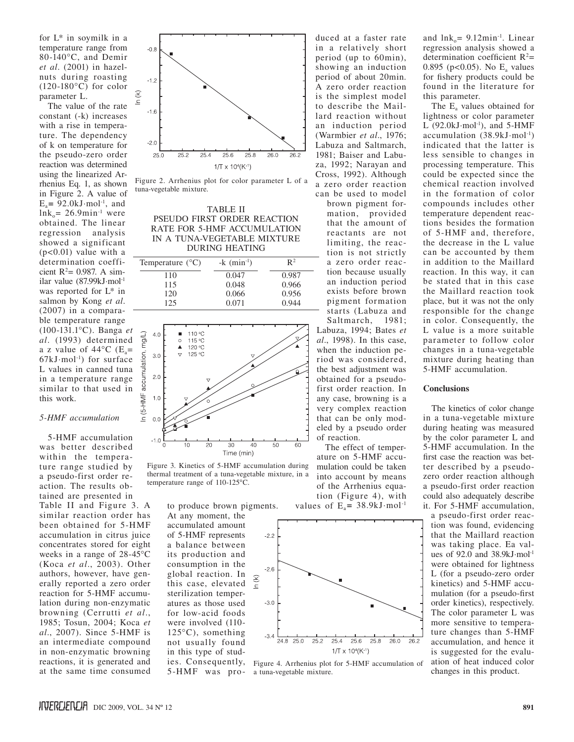for L* in soymilk in a temperature range from 80-140°C, and Demir *et al*. (2001) in hazelnuts during roasting (120-180°C) for color parameter L.

The value of the rate constant (-k) increases with a rise in temperature. The dependency of k on temperature for the pseudo-zero order reaction was determined using the linearized Arrhenius Eq. 1, as shown in Figure 2. A value of $E_a$= 92.0kJ·mol$^{-1}$, and $\ln k_o$= 26.9min$^{-1}$ were obtained. The linear regression analysis showed a significant ($p<0.01$) value with a determination coefficient $R^2$= 0.987. A similar value (87.99kJ·mol$^{-1}$ was reported for L* in salmon by Kong *et al*. (2007) in a comparable temperature range (100-131.1°C). Banga *et al*. (1993) determined a z value of 44°C ($E_a$= 67kJ·mol$^{-1}$) for surface L values in canned tuna in a temperature range similar to that used in this work.

Figure 2. Arrhenius plot for color parameter L of a tuna-vegetable mixture.

### *5-HMF accumulation*

5-HMF accumulation was better described within the temperature range studied by a pseudo-first order reaction. The results obtained are presented in Table II and Figure 3. A similar reaction order has been obtained for 5-HMF accumulation in citrus juice concentrates stored for eight weeks in a range of 28-45°C (Koca *et al*., 2003). Other authors, however, have generally reported a zero order reaction for 5-HMF accumulation during non-enzymatic browning (Cerrutti *et al*., 1985; Tosun, 2004; Koca *et al*., 2007). Since 5-HMF is an intermediate compound in non-enzymatic browning reactions, it is generated and at the same time consumed to produce brown pigments. At any moment, the accumulated amount of 5-HMF represents a balance between its production and consumption in the global reaction. In this case, elevated sterilization temperatures as those used for low-acid foods were involved (110-125°C), something not usually found in this type of studies. Consequently, 5-HMF was produced at a faster rate in a relatively short period (up to 60min), showing an induction period of about 20min. A zero order reaction is the simplest model to describe the Maillard reaction without an induction period (Warmbier *et al*., 1976; Labuza and Saltmarch, 1981; Baiser and Labuza, 1992; Narayan and Cross, 1992). Although a zero order reaction can be used to model brown pigment formation, provided that the amount of reactants are not limiting, the reaction is not strictly a zero order reaction because usually an induction period exists before brown pigment formation starts (Labuza and Saltmarch, 1981; Labuza, 1994; Bates *et al*., 1998). In this case, when the induction period was considered, the best adjustment was obtained for a pseudo-first order reaction. In any case, browning is a very complex reaction that can be only modeled by a pseudo order of reaction.

TABLE II
PSEUDO FIRST ORDER REACTION RATE FOR 5-HMF ACCUMULATION IN A TUNA-VEGETABLE MIXTURE DURING HEATING

| Temperature (°C) | -k (min$^{-1}$) | $R^2$ |
|---|---|---|
| 110 | 0.047 | 0.987 |
| 115 | 0.048 | 0.966 |
| 120 | 0.066 | 0.956 |
| 125 | 0.071 | 0.944 |

Figure 3. Kinetics of 5-HMF accumulation during thermal treatment of a tuna-vegetable mixture, in a temperature range of 110-125°C.

The effect of temperature on 5-HMF accumulation could be taken into account by means of the Arrhenius equation (Figure 4), with values of $E_a$= 38.9kJ·mol$^{-1}$ and $\ln k_o$= 9.12min$^{-1}$. Linear regression analysis showed a determination coefficient $R^2$= 0.895 ($p<0.05$). No $E_a$ values for fishery products could be found in the literature for this parameter.

Figure 4. Arrhenius plot for 5-HMF accumulation of a tuna-vegetable mixture.

The $E_a$ values obtained for lightness or color parameter L (92.0kJ·mol$^{-1}$), and 5-HMF accumulation (38.9kJ·mol$^{-1}$) indicated that the latter is less sensible to changes in processing temperature. This could be expected since the chemical reaction involved in the formation of color compounds includes other temperature dependent reactions besides the formation of 5-HMF and, therefore, the decrease in the L value can be accounted by them in addition to the Maillard reaction. In this way, it can be stated that in this case the Maillard reaction took place, but it was not the only responsible for the change in color. Consequently, the L value is a more suitable parameter to follow color changes in a tuna-vegetable mixture during heating than 5-HMF accumulation.

## Conclusions

The kinetics of color change in a tuna-vegetable mixture during heating was measured by the color parameter L and 5-HMF accumulation. In the first case the reaction was better described by a pseudo-zero order reaction although a pseudo-first order reaction could also adequately describe it. For 5-HMF accumulation, a pseudo-first order reaction was found, evidencing that the Maillard reaction was taking place. Ea values of 92.0 and 38.9kJ·mol$^{-1}$ were obtained for lightness L (for a pseudo-zero order kinetics) and 5-HMF accumulation (for a pseudo-first order kinetics), respectively. The color parameter L was more sensitive to temperature changes than 5-HMF accumulation, and hence it is suggested for the evaluation of heat induced color changes in this product.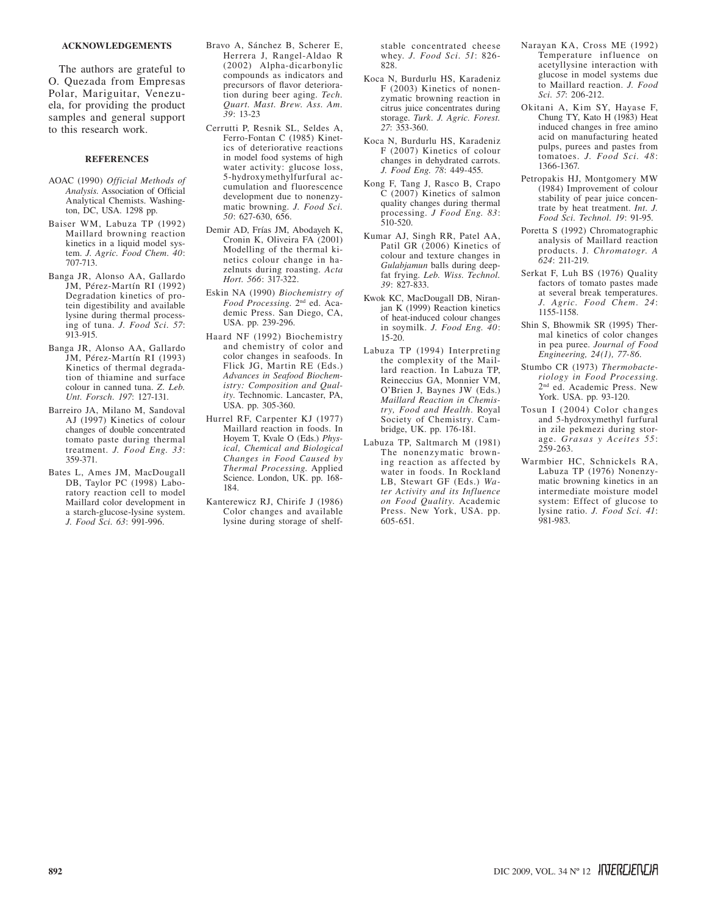## ACKNOWLEDGEMENTS

The authors are grateful to O. Quezada from Empresas Polar, Mariguitar, Venezuela, for providing the product samples and general support to this research work.

## REFERENCES

AOAC (1990) *Official Methods of Analysis*. Association of Official Analytical Chemists. Washington, DC, USA. 1298 pp.

Baiser WM, Labuza TP (1992) Maillard browning reaction kinetics in a liquid model system. *J. Agric. Food Chem. 40*: 707-713.

Banga JR, Alonso AA, Gallardo JM, Pérez-Martín RI (1992) Degradation kinetics of protein digestibility and available lysine during thermal processing of tuna. *J. Food Sci. 57*: 913-915.

Banga JR, Alonso AA, Gallardo JM, Pérez-Martín RI (1993) Kinetics of thermal degradation of thiamine and surface colour in canned tuna. *Z. Leb. Unt. Forsch. 197*: 127-131.

Barreiro JA, Milano M, Sandoval AJ (1997) Kinetics of colour changes of double concentrated tomato paste during thermal treatment. *J. Food Eng. 33*: 359-371.

Bates L, Ames JM, MacDougall DB, Taylor PC (1998) Laboratory reaction cell to model Maillard color development in a starch-glucose-lysine system. *J. Food Sci. 63*: 991-996.

Bravo A, Sánchez B, Scherer E, Herrera J, Rangel-Aldao R (2002) Alpha-dicarbonylic compounds as indicators and precursors of flavor deterioration during beer aging. *Tech. Quart. Mast. Brew. Ass. Am. 39*: 13-23

Cerrutti P, Resnik SL, Seldes A, Ferro-Fontan C (1985) Kinetics of deteriorative reactions in model food systems of high water activity: glucose loss, 5-hydroxymethylfurfural accumulation and fluorescence development due to nonenzymatic browning. *J. Food Sci. 50*: 627-630, 656.

Demir AD, Frías JM, Abodayeh K, Cronin K, Oliveira FA (2001) Modelling of the thermal kinetics colour change in hazelnuts during roasting. *Acta Hort. 566*: 317-322.

Eskin NA (1990) *Biochemistry of Food Processing*. 2nd ed. Academic Press. San Diego, CA, USA. pp. 239-296.

Haard NF (1992) Biochemistry and chemistry of color and color changes in seafoods. In Flick JG, Martin RE (Eds.) *Advances in Seafood Biochemistry: Composition and Quality*. Technomic. Lancaster, PA, USA. pp. 305-360.

Hurrel RF, Carpenter KJ (1977) Maillard reaction in foods. In Hoyem T, Kvale O (Eds.) *Physical, Chemical and Biological Changes in Food Caused by Thermal Processing*. Applied Science. London, UK. pp. 168-184.

Kanterewicz RJ, Chirife J (1986) Color changes and available lysine during storage of shelf-stable concentrated cheese whey. *J. Food Sci. 51*: 826-828.

Koca N, Burdurlu HS, Karadeniz F (2003) Kinetics of nonenzymatic browning reaction in citrus juice concentrates during storage. *Turk. J. Agric. Forest. 27*: 353-360.

Koca N, Burdurlu HS, Karadeniz F (2007) Kinetics of colour changes in dehydrated carrots. *J. Food Eng. 78*: 449-455.

Kong F, Tang J, Rasco B, Crapo C (2007) Kinetics of salmon quality changes during thermal processing. *J Food Eng. 83*: 510-520.

Kumar AJ, Singh RR, Patel AA, Patil GR (2006) Kinetics of colour and texture changes in *Gulabjamun* balls during deep-fat frying. *Leb. Wiss. Technol. 39*: 827-833.

Kwok KC, MacDougall DB, Niranjan K (1999) Reaction kinetics of heat-induced colour changes in soymilk. *J. Food Eng. 40*: 15-20.

Labuza TP (1994) Interpreting the complexity of the Maillard reaction. In Labuza TP, Reineccius GA, Monnier VM, O'Brien J, Baynes JW (Eds.) *Maillard Reaction in Chemistry, Food and Health*. Royal Society of Chemistry. Cambridge, UK. pp. 176-181.

Labuza TP, Saltmarch M (1981) The nonenzymatic browning reaction as affected by water in foods. In Rockland LB, Stewart GF (Eds.) *Water Activity and its Influence on Food Quality*. Academic Press. New York, USA. pp. 605-651.

Narayan KA, Cross ME (1992) Temperature influence on acetyllysine interaction with glucose in model systems due to Maillard reaction. *J. Food Sci. 57*: 206-212.

Okitani A, Kim SY, Hayase F, Chung TY, Kato H (1983) Heat induced changes in free amino acid on manufacturing heated pulps, purees and pastes from tomatoes. *J. Food Sci. 48*: 1366-1367.

Petropakis HJ, Montgomery MW (1984) Improvement of colour stability of pear juice concentrate by heat treatment. *Int. J. Food Sci. Technol. 19*: 91-95.

Poretta S (1992) Chromatographic analysis of Maillard reaction products. J. *Chromatogr. A 624*: 211-219.

Serkat F, Luh BS (1976) Quality factors of tomato pastes made at several break temperatures. *J. Agric. Food Chem. 24*: 1155-1158.

Shin S, Bhowmik SR (1995) Thermal kinetics of color changes in pea puree. *Journal of Food Engineering, 24(1), 77-86*.

Stumbo CR (1973) *Thermobacteriology in Food Processing*. 2nd ed. Academic Press. New York. USA. pp. 93-120.

Tosun I (2004) Color changes and 5-hydroxymethyl furfural in zile pekmezi during storage. *Grasas y Aceites 55*: 259-263.

Warmbier HC, Schnickels RA, Labuza TP (1976) Nonenzymatic browning kinetics in an intermediate moisture model system: Effect of glucose to lysine ratio. *J. Food Sci. 41*: 981-983.